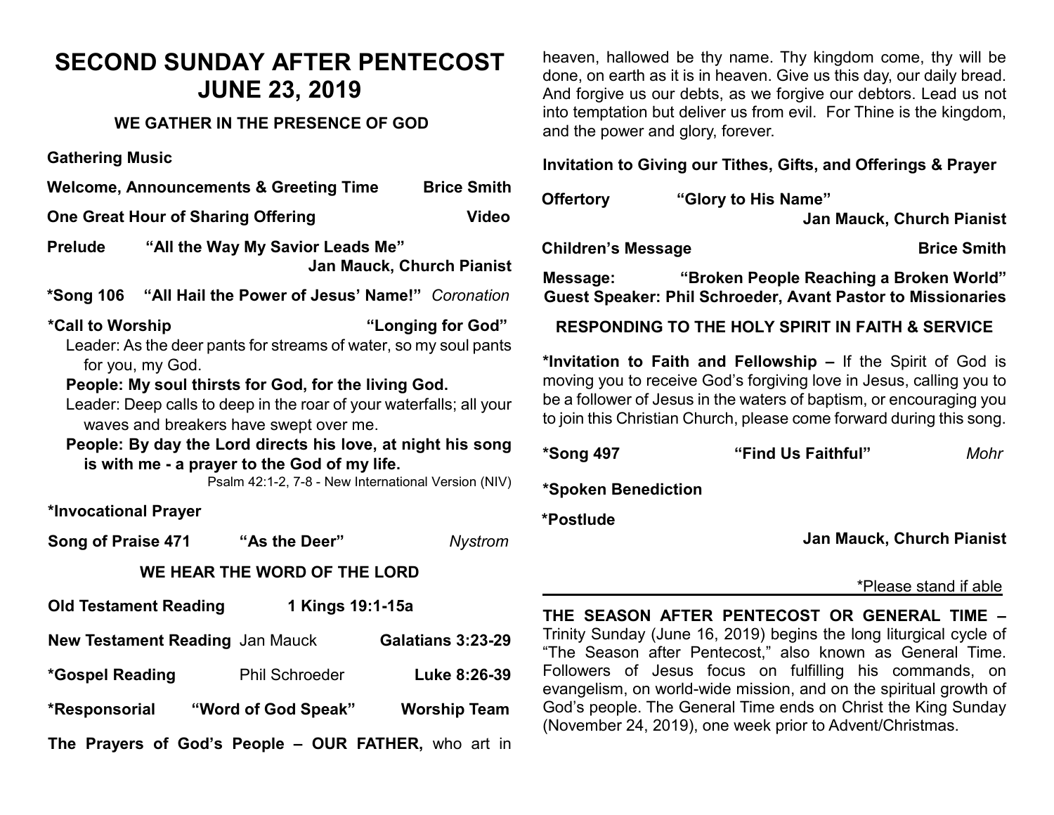# SECOND SUNDAY AFTER PENTECOST
# JUNE 23, 2019

### WE GATHER IN THE PRESENCE OF GOD

**Gathering Music**

**Welcome, Announcements & Greeting Time** — **Brice Smith**

**One Great Hour of Sharing Offering** — **Video**

**Prelude** **"All the Way My Savior Leads Me"**
**Jan Mauck, Church Pianist**

***Song 106** **"All Hail the Power of Jesus' Name!"** *Coronation*

***Call to Worship** **"Longing for God"**

Leader: As the deer pants for streams of water, so my soul pants for you, my God.

**People: My soul thirsts for God, for the living God.**

Leader: Deep calls to deep in the roar of your waterfalls; all your waves and breakers have swept over me.

**People: By day the Lord directs his love, at night his song is with me - a prayer to the God of my life.**

Psalm 42:1-2, 7-8 - New International Version (NIV)

***Invocational Prayer**

**Song of Praise 471** **"As the Deer"** *Nystrom*

### WE HEAR THE WORD OF THE LORD

**Old Testament Reading** **1 Kings 19:1-15a**

**New Testament Reading** Jan Mauck **Galatians 3:23-29**

***Gospel Reading** Phil Schroeder **Luke 8:26-39**

***Responsorial** **"Word of God Speak"** **Worship Team**

**The Prayers of God's People – OUR FATHER,** who art in heaven, hallowed be thy name. Thy kingdom come, thy will be done, on earth as it is in heaven. Give us this day, our daily bread. And forgive us our debts, as we forgive our debtors. Lead us not into temptation but deliver us from evil. For Thine is the kingdom, and the power and glory, forever.

**Invitation to Giving our Tithes, Gifts, and Offerings & Prayer**

**Offertory** **"Glory to His Name"**
**Jan Mauck, Church Pianist**

**Children's Message** — **Brice Smith**

**Message:** **"Broken People Reaching a Broken World"**
**Guest Speaker: Phil Schroeder, Avant Pastor to Missionaries**

### RESPONDING TO THE HOLY SPIRIT IN FAITH & SERVICE

***Invitation to Faith and Fellowship –** If the Spirit of God is moving you to receive God's forgiving love in Jesus, calling you to be a follower of Jesus in the waters of baptism, or encouraging you to join this Christian Church, please come forward during this song.

***Song 497** **"Find Us Faithful"** *Mohr*

***Spoken Benediction**

***Postlude**
**Jan Mauck, Church Pianist**

*Please stand if able

---

**THE SEASON AFTER PENTECOST OR GENERAL TIME –** Trinity Sunday (June 16, 2019) begins the long liturgical cycle of "The Season after Pentecost," also known as General Time. Followers of Jesus focus on fulfilling his commands, on evangelism, on world-wide mission, and on the spiritual growth of God's people. The General Time ends on Christ the King Sunday (November 24, 2019), one week prior to Advent/Christmas.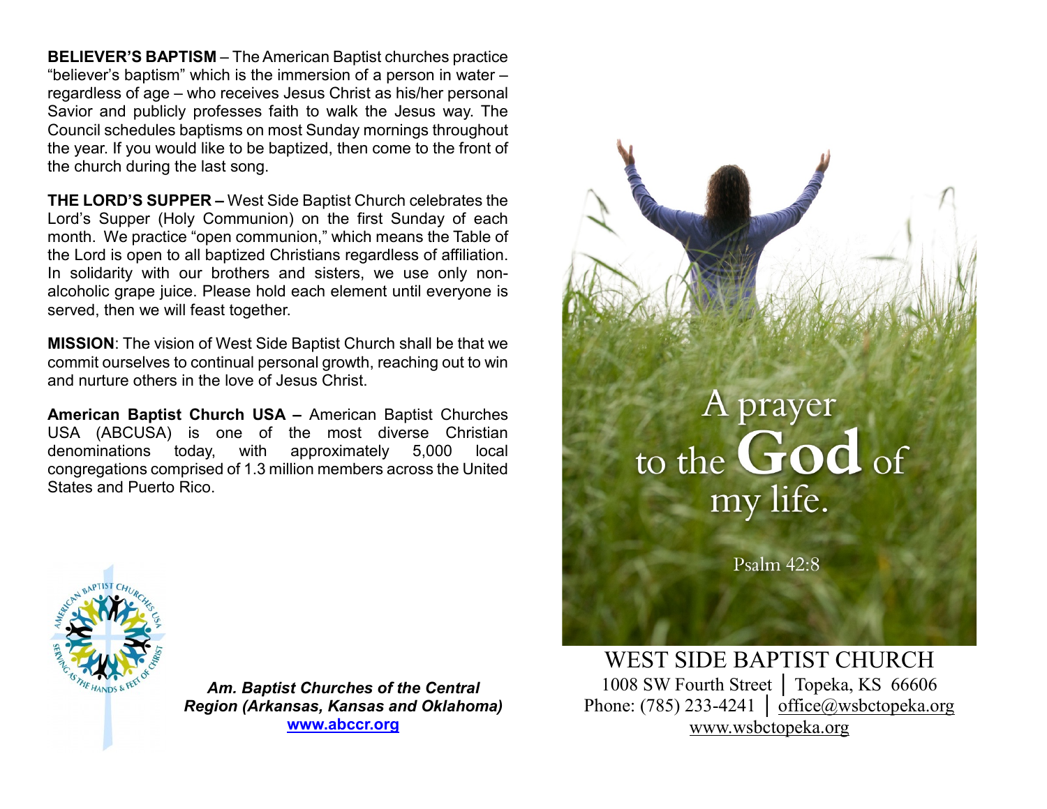**BELIEVER'S BAPTISM** – The American Baptist churches practice "believer's baptism" which is the immersion of a person in water – regardless of age – who receives Jesus Christ as his/her personal Savior and publicly professes faith to walk the Jesus way. The Council schedules baptisms on most Sunday mornings throughout the year. If you would like to be baptized, then come to the front of the church during the last song.

**THE LORD'S SUPPER –** West Side Baptist Church celebrates the Lord's Supper (Holy Communion) on the first Sunday of each month. We practice "open communion," which means the Table of the Lord is open to all baptized Christians regardless of affiliation. In solidarity with our brothers and sisters, we use only non-alcoholic grape juice. Please hold each element until everyone is served, then we will feast together.

**MISSION**: The vision of West Side Baptist Church shall be that we commit ourselves to continual personal growth, reaching out to win and nurture others in the love of Jesus Christ.

**American Baptist Church USA –** American Baptist Churches USA (ABCUSA) is one of the most diverse Christian denominations today, with approximately 5,000 local congregations comprised of 1.3 million members across the United States and Puerto Rico.

AMERICAN BAPTIST CHURCHES USA
SERVING AS THE HANDS & FEET OF CHRIST

***Am. Baptist Churches of the Central Region (Arkansas, Kansas and Oklahoma)***
**www.abccr.org**

A prayer to the **God** of my life.

Psalm 42:8

WEST SIDE BAPTIST CHURCH
1008 SW Fourth Street | Topeka, KS 66606
Phone: (785) 233-4241 | office@wsbctopeka.org
www.wsbctopeka.org